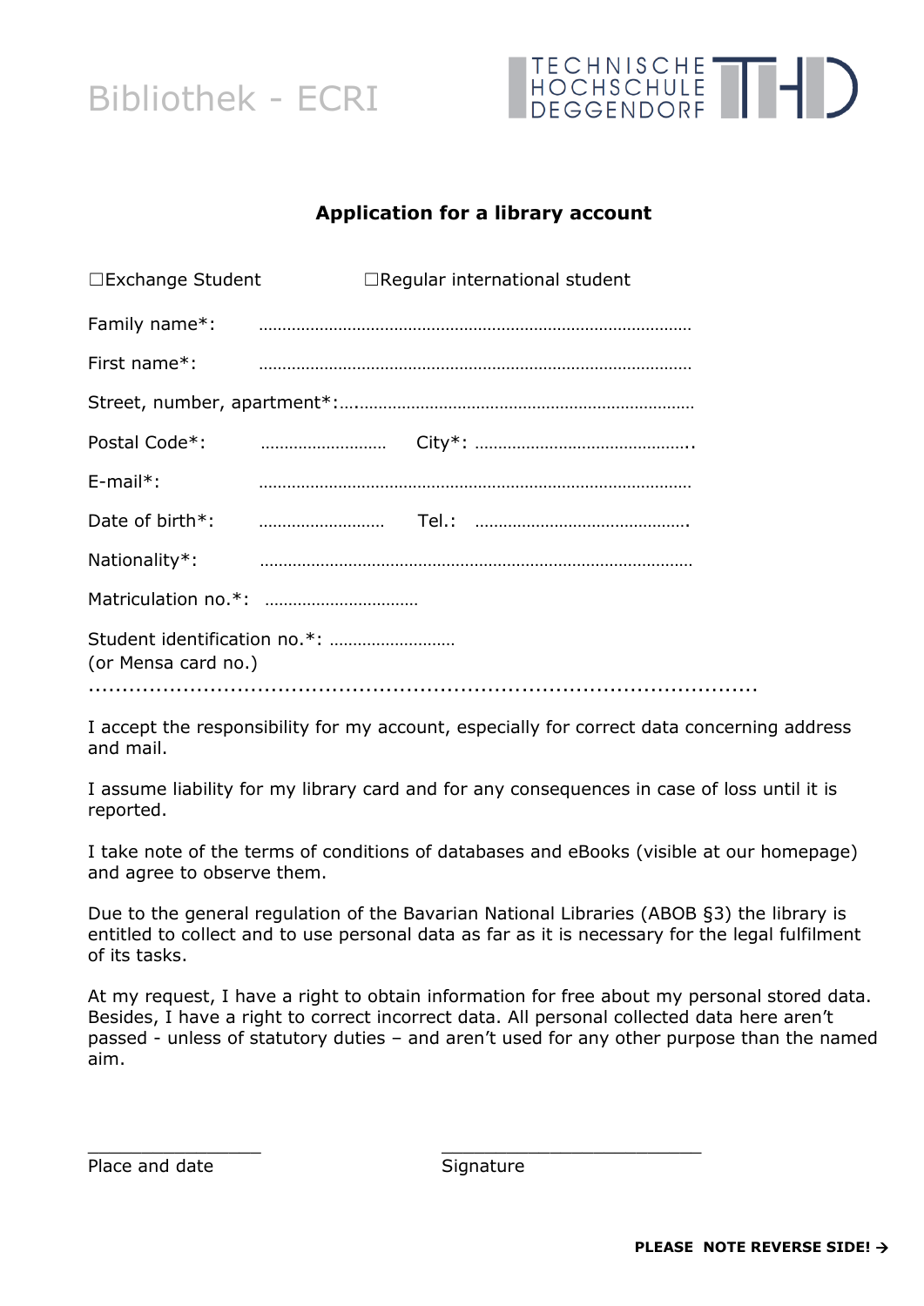Bibliothek - ECRI

TECHNISCHE HOCHSCHULE DEGGENDORF

## Application for a library account

☐Exchange Student ☐Regular international student

Family name*: ………………………………………………………………………………

First name*: ………………………………………………………………………………

Street, number, apartment*:….……………………………………………………………

Postal Code*: ……………………… City*: ………………………………………..

E-mail*: ………………………………………………………………………………

Date of birth*: ……………………… Tel.: ……………………………………….

Nationality*: ………………………………………………………………………………

Matriculation no.*: ……………………………

Student identification no.*: ………………………
(or Mensa card no.)

..........................................................................................................

I accept the responsibility for my account, especially for correct data concerning address and mail.

I assume liability for my library card and for any consequences in case of loss until it is reported.

I take note of the terms of conditions of databases and eBooks (visible at our homepage) and agree to observe them.

Due to the general regulation of the Bavarian National Libraries (ABOB §3) the library is entitled to collect and to use personal data as far as it is necessary for the legal fulfilment of its tasks.

At my request, I have a right to obtain information for free about my personal stored data. Besides, I have a right to correct incorrect data. All personal collected data here aren't passed - unless of statutory duties – and aren't used for any other purpose than the named aim.

_________________ _________________________

Place and date Signature

**PLEASE NOTE REVERSE SIDE! →**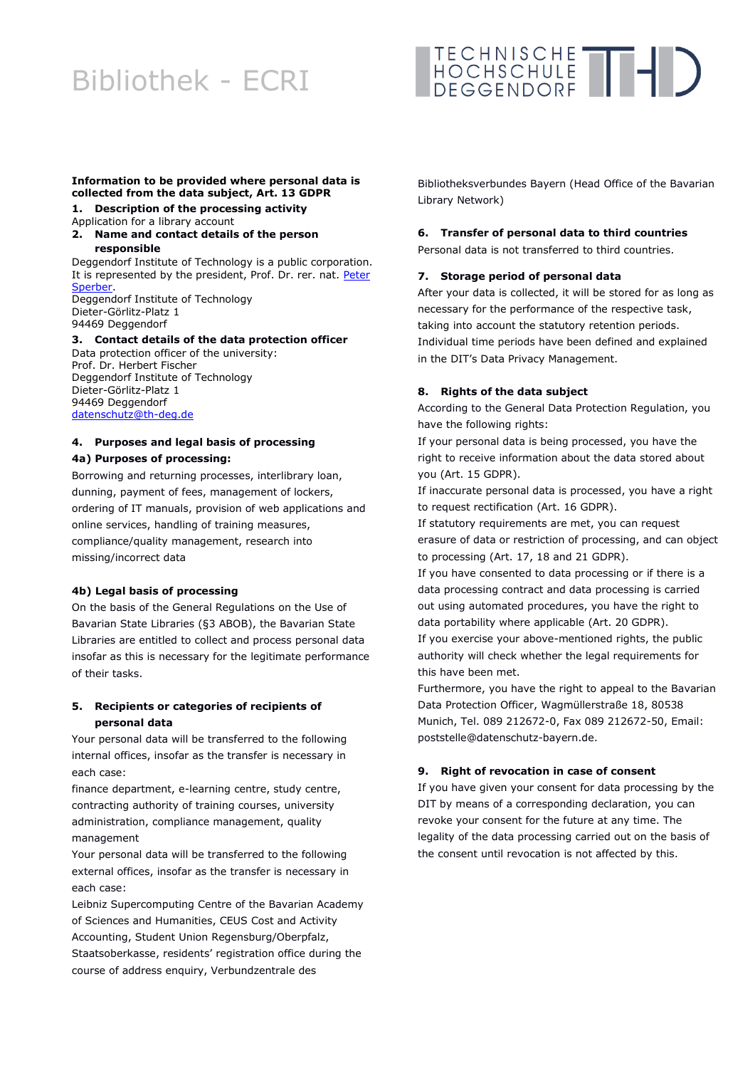# Bibliothek - ECRI

**Information to be provided where personal data is collected from the data subject, Art. 13 GDPR**

**1. Description of the processing activity**

Application for a library account

**2. Name and contact details of the person responsible**

Deggendorf Institute of Technology is a public corporation. It is represented by the president, Prof. Dr. rer. nat. Peter Sperber.
Deggendorf Institute of Technology
Dieter-Görlitz-Platz 1
94469 Deggendorf

**3. Contact details of the data protection officer**

Data protection officer of the university:
Prof. Dr. Herbert Fischer
Deggendorf Institute of Technology
Dieter-Görlitz-Platz 1
94469 Deggendorf
datenschutz@th-deg.de

**4. Purposes and legal basis of processing**

**4a) Purposes of processing:**

Borrowing and returning processes, interlibrary loan, dunning, payment of fees, management of lockers, ordering of IT manuals, provision of web applications and online services, handling of training measures, compliance/quality management, research into missing/incorrect data

**4b) Legal basis of processing**

On the basis of the General Regulations on the Use of Bavarian State Libraries (§3 ABOB), the Bavarian State Libraries are entitled to collect and process personal data insofar as this is necessary for the legitimate performance of their tasks.

**5. Recipients or categories of recipients of personal data**

Your personal data will be transferred to the following internal offices, insofar as the transfer is necessary in each case:
finance department, e-learning centre, study centre, contracting authority of training courses, university administration, compliance management, quality management
Your personal data will be transferred to the following external offices, insofar as the transfer is necessary in each case:
Leibniz Supercomputing Centre of the Bavarian Academy of Sciences and Humanities, CEUS Cost and Activity Accounting, Student Union Regensburg/Oberpfalz, Staatsoberkasse, residents' registration office during the course of address enquiry, Verbundzentrale des Bibliotheksverbundes Bayern (Head Office of the Bavarian Library Network)

**6. Transfer of personal data to third countries**

Personal data is not transferred to third countries.

**7. Storage period of personal data**

After your data is collected, it will be stored for as long as necessary for the performance of the respective task, taking into account the statutory retention periods. Individual time periods have been defined and explained in the DIT's Data Privacy Management.

**8. Rights of the data subject**

According to the General Data Protection Regulation, you have the following rights:
If your personal data is being processed, you have the right to receive information about the data stored about you (Art. 15 GDPR).
If inaccurate personal data is processed, you have a right to request rectification (Art. 16 GDPR).
If statutory requirements are met, you can request erasure of data or restriction of processing, and can object to processing (Art. 17, 18 and 21 GDPR).
If you have consented to data processing or if there is a data processing contract and data processing is carried out using automated procedures, you have the right to data portability where applicable (Art. 20 GDPR).
If you exercise your above-mentioned rights, the public authority will check whether the legal requirements for this have been met.
Furthermore, you have the right to appeal to the Bavarian Data Protection Officer, Wagmüllerstraße 18, 80538 Munich, Tel. 089 212672-0, Fax 089 212672-50, Email: poststelle@datenschutz-bayern.de.

**9. Right of revocation in case of consent**

If you have given your consent for data processing by the DIT by means of a corresponding declaration, you can revoke your consent for the future at any time. The legality of the data processing carried out on the basis of the consent until revocation is not affected by this.